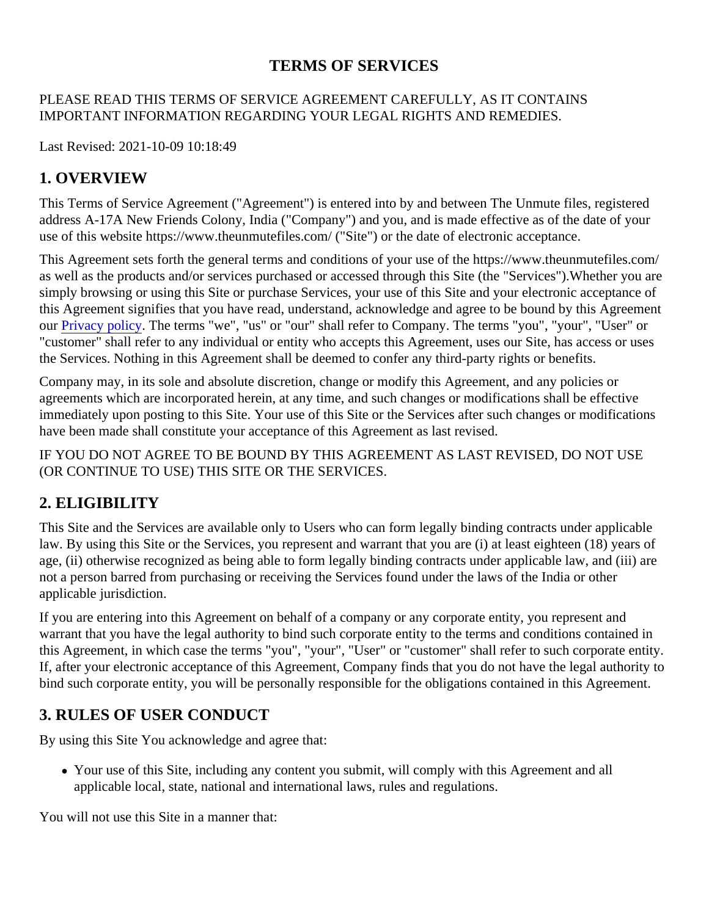# TERMS OF SERVICES

PLEASE READ THIS TERMS OF SERVICE AGREEMENT CAREFULLY, AS IT CONTAINS IMPORTANT INFORMATION REGARDING YOUR LEGAL RIGHTS AND REMEDIES.

Last Revised: 2021-10-09 10:18:49

## 1. OVERVIEW

This Terms of Service Agreement ("Agreement") is entered into by and between The Unmute files, registered address A-17A New Friends Colony, India ("Company") and you, and is made effective as of the date of your use of this website https://www.theunmutefiles.com/ ("Site") or the date of electronic acceptance.

This Agreement sets forth the general terms and conditions of your use of the https://www.theunmutefiles.com/ as well as the products and/or services purchased or accessed through this Site (the "Services").Whether you are simply browsing or using this Site or purchase Services, your use of this Site and your electronic acceptance of this Agreement signifies that you have read, understand, acknowledge and agree to be bound by this Agreement our Privacy policy. The terms "we", "us" or "our" shall refer to Company. The terms "you", "your", "User" or "customer" shall refer to any individual or entity who accepts this Agreement, uses our Site, has access or uses the Services. Nothing in this Agreement shall be deemed to confer any third-party rights or benefits.

Company may, in its sole and absolute discretion, change or modify this Agreement, and any policies or agreements which are incorporated herein, at any time, and such changes or modifications shall be effective immediately upon posting to this Site. Your use of this Site or the Services after such changes or modifications have been made shall constitute your acceptance of this Agreement as last revised.

IF YOU DO NOT AGREE TO BE BOUND BY THIS AGREEMENT AS LAST REVISED, DO NOT USE (OR CONTINUE TO USE) THIS SITE OR THE SERVICES.

## 2. ELIGIBILITY

This Site and the Services are available only to Users who can form legally binding contracts under applicable law. By using this Site or the Services, you represent and warrant that you are (i) at least eighteen (18) years of age, (ii) otherwise recognized as being able to form legally binding contracts under applicable law, and (iii) are not a person barred from purchasing or receiving the Services found under the laws of the India or other applicable jurisdiction.

If you are entering into this Agreement on behalf of a company or any corporate entity, you represent and warrant that you have the legal authority to bind such corporate entity to the terms and conditions contained in this Agreement, in which case the terms "you", "your", "User" or "customer" shall refer to such corporate entity. If, after your electronic acceptance of this Agreement, Company finds that you do not have the legal authority to bind such corporate entity, you will be personally responsible for the obligations contained in this Agreement.

## 3. RULES OF USER CONDUCT

By using this Site You acknowledge and agree that:

- Your use of this Site, including any content you submit, will comply with this Agreement and all applicable local, state, national and international laws, rules and regulations.

You will not use this Site in a manner that: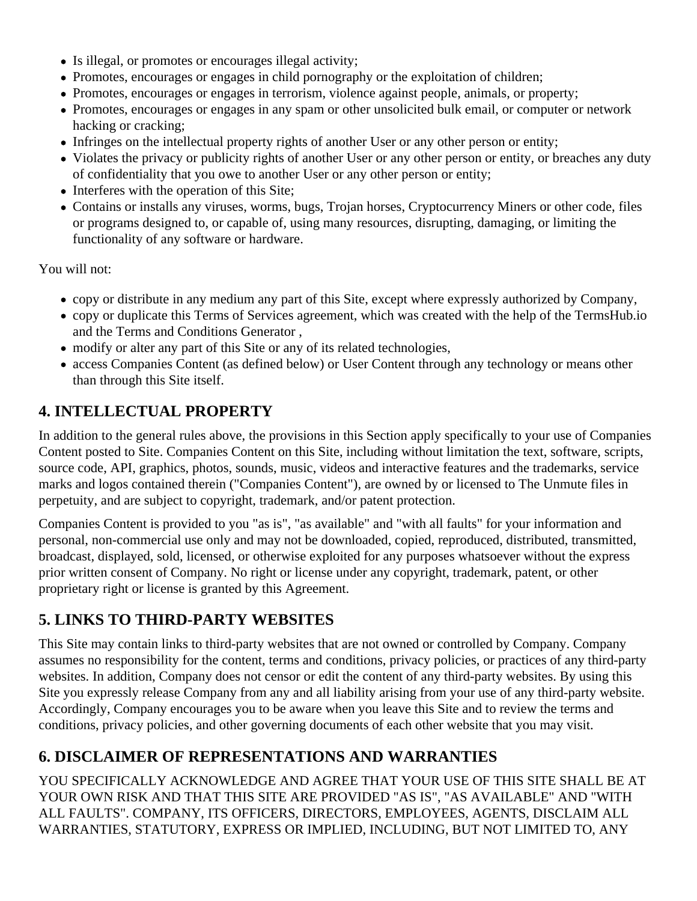- Is illegal, or promotes or encourages illegal activity;
- Promotes, encourages or engages in child pornography or the exploitation of children;
- Promotes, encourages or engages in terrorism, violence against people, animals, or property;
- Promotes, encourages or engages in any spam or other unsolicited bulk email, or computer or network hacking or cracking;
- Infringes on the intellectual property rights of another User or any other person or entity;
- Violates the privacy or publicity rights of another User or any other person or entity, or breaches any duty of confidentiality that you owe to another User or any other person or entity;
- Interferes with the operation of this Site;
- Contains or installs any viruses, worms, bugs, Trojan horses, Cryptocurrency Miners or other code, files or programs designed to, or capable of, using many resources, disrupting, damaging, or limiting the functionality of any software or hardware.

You will not:

- copy or distribute in any medium any part of this Site, except where expressly authorized by Company,
- copy or duplicate this Terms of Services agreement, which was created with the help of the TermsHub.io and the Terms and Conditions Generator ,
- modify or alter any part of this Site or any of its related technologies,
- access Companies Content (as defined below) or User Content through any technology or means other than through this Site itself.

## 4. INTELLECTUAL PROPERTY

In addition to the general rules above, the provisions in this Section apply specifically to your use of Companies Content posted to Site. Companies Content on this Site, including without limitation the text, software, scripts, source code, API, graphics, photos, sounds, music, videos and interactive features and the trademarks, service marks and logos contained therein ("Companies Content"), are owned by or licensed to The Unmute files in perpetuity, and are subject to copyright, trademark, and/or patent protection.

Companies Content is provided to you "as is", "as available" and "with all faults" for your information and personal, non-commercial use only and may not be downloaded, copied, reproduced, distributed, transmitted, broadcast, displayed, sold, licensed, or otherwise exploited for any purposes whatsoever without the express prior written consent of Company. No right or license under any copyright, trademark, patent, or other proprietary right or license is granted by this Agreement.

## 5. LINKS TO THIRD-PARTY WEBSITES

This Site may contain links to third-party websites that are not owned or controlled by Company. Company assumes no responsibility for the content, terms and conditions, privacy policies, or practices of any third-party websites. In addition, Company does not censor or edit the content of any third-party websites. By using this Site you expressly release Company from any and all liability arising from your use of any third-party website. Accordingly, Company encourages you to be aware when you leave this Site and to review the terms and conditions, privacy policies, and other governing documents of each other website that you may visit.

## 6. DISCLAIMER OF REPRESENTATIONS AND WARRANTIES

YOU SPECIFICALLY ACKNOWLEDGE AND AGREE THAT YOUR USE OF THIS SITE SHALL BE AT YOUR OWN RISK AND THAT THIS SITE ARE PROVIDED "AS IS", "AS AVAILABLE" AND "WITH ALL FAULTS". COMPANY, ITS OFFICERS, DIRECTORS, EMPLOYEES, AGENTS, DISCLAIM ALL WARRANTIES, STATUTORY, EXPRESS OR IMPLIED, INCLUDING, BUT NOT LIMITED TO, ANY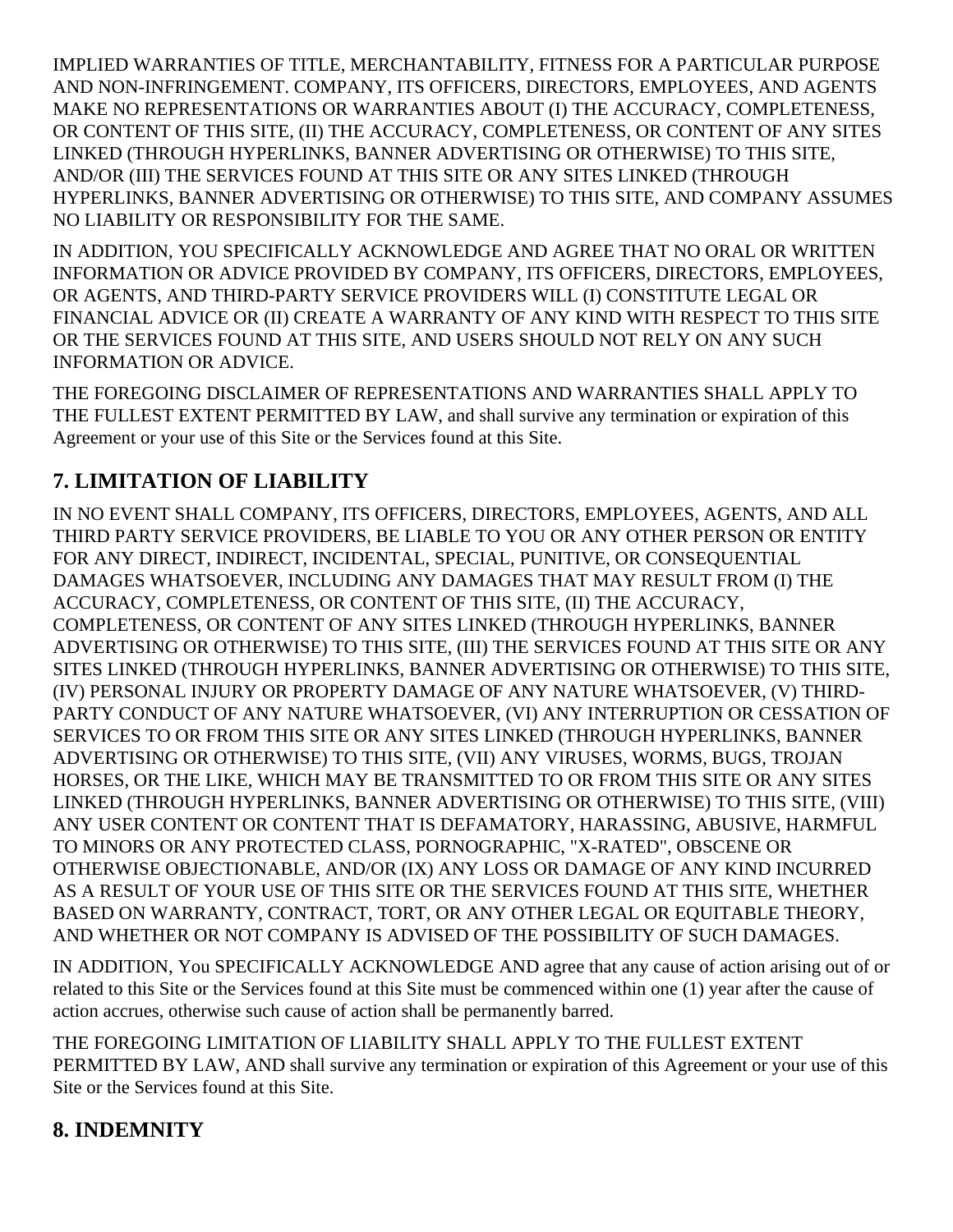IMPLIED WARRANTIES OF TITLE, MERCHANTABILITY, FITNESS FOR A PARTICULAR PURPOSE AND NON-INFRINGEMENT. COMPANY, ITS OFFICERS, DIRECTORS, EMPLOYEES, AND AGENTS MAKE NO REPRESENTATIONS OR WARRANTIES ABOUT (I) THE ACCURACY, COMPLETENESS, OR CONTENT OF THIS SITE, (II) THE ACCURACY, COMPLETENESS, OR CONTENT OF ANY SITES LINKED (THROUGH HYPERLINKS, BANNER ADVERTISING OR OTHERWISE) TO THIS SITE, AND/OR (III) THE SERVICES FOUND AT THIS SITE OR ANY SITES LINKED (THROUGH HYPERLINKS, BANNER ADVERTISING OR OTHERWISE) TO THIS SITE, AND COMPANY ASSUMES NO LIABILITY OR RESPONSIBILITY FOR THE SAME.

IN ADDITION, YOU SPECIFICALLY ACKNOWLEDGE AND AGREE THAT NO ORAL OR WRITTEN INFORMATION OR ADVICE PROVIDED BY COMPANY, ITS OFFICERS, DIRECTORS, EMPLOYEES, OR AGENTS, AND THIRD-PARTY SERVICE PROVIDERS WILL (I) CONSTITUTE LEGAL OR FINANCIAL ADVICE OR (II) CREATE A WARRANTY OF ANY KIND WITH RESPECT TO THIS SITE OR THE SERVICES FOUND AT THIS SITE, AND USERS SHOULD NOT RELY ON ANY SUCH INFORMATION OR ADVICE.

THE FOREGOING DISCLAIMER OF REPRESENTATIONS AND WARRANTIES SHALL APPLY TO THE FULLEST EXTENT PERMITTED BY LAW, and shall survive any termination or expiration of this Agreement or your use of this Site or the Services found at this Site.

## 7. LIMITATION OF LIABILITY

IN NO EVENT SHALL COMPANY, ITS OFFICERS, DIRECTORS, EMPLOYEES, AGENTS, AND ALL THIRD PARTY SERVICE PROVIDERS, BE LIABLE TO YOU OR ANY OTHER PERSON OR ENTITY FOR ANY DIRECT, INDIRECT, INCIDENTAL, SPECIAL, PUNITIVE, OR CONSEQUENTIAL DAMAGES WHATSOEVER, INCLUDING ANY DAMAGES THAT MAY RESULT FROM (I) THE ACCURACY, COMPLETENESS, OR CONTENT OF THIS SITE, (II) THE ACCURACY, COMPLETENESS, OR CONTENT OF ANY SITES LINKED (THROUGH HYPERLINKS, BANNER ADVERTISING OR OTHERWISE) TO THIS SITE, (III) THE SERVICES FOUND AT THIS SITE OR ANY SITES LINKED (THROUGH HYPERLINKS, BANNER ADVERTISING OR OTHERWISE) TO THIS SITE, (IV) PERSONAL INJURY OR PROPERTY DAMAGE OF ANY NATURE WHATSOEVER, (V) THIRD-PARTY CONDUCT OF ANY NATURE WHATSOEVER, (VI) ANY INTERRUPTION OR CESSATION OF SERVICES TO OR FROM THIS SITE OR ANY SITES LINKED (THROUGH HYPERLINKS, BANNER ADVERTISING OR OTHERWISE) TO THIS SITE, (VII) ANY VIRUSES, WORMS, BUGS, TROJAN HORSES, OR THE LIKE, WHICH MAY BE TRANSMITTED TO OR FROM THIS SITE OR ANY SITES LINKED (THROUGH HYPERLINKS, BANNER ADVERTISING OR OTHERWISE) TO THIS SITE, (VIII) ANY USER CONTENT OR CONTENT THAT IS DEFAMATORY, HARASSING, ABUSIVE, HARMFUL TO MINORS OR ANY PROTECTED CLASS, PORNOGRAPHIC, "X-RATED", OBSCENE OR OTHERWISE OBJECTIONABLE, AND/OR (IX) ANY LOSS OR DAMAGE OF ANY KIND INCURRED AS A RESULT OF YOUR USE OF THIS SITE OR THE SERVICES FOUND AT THIS SITE, WHETHER BASED ON WARRANTY, CONTRACT, TORT, OR ANY OTHER LEGAL OR EQUITABLE THEORY, AND WHETHER OR NOT COMPANY IS ADVISED OF THE POSSIBILITY OF SUCH DAMAGES.

IN ADDITION, You SPECIFICALLY ACKNOWLEDGE AND agree that any cause of action arising out of or related to this Site or the Services found at this Site must be commenced within one (1) year after the cause of action accrues, otherwise such cause of action shall be permanently barred.

THE FOREGOING LIMITATION OF LIABILITY SHALL APPLY TO THE FULLEST EXTENT PERMITTED BY LAW, AND shall survive any termination or expiration of this Agreement or your use of this Site or the Services found at this Site.

## 8. INDEMNITY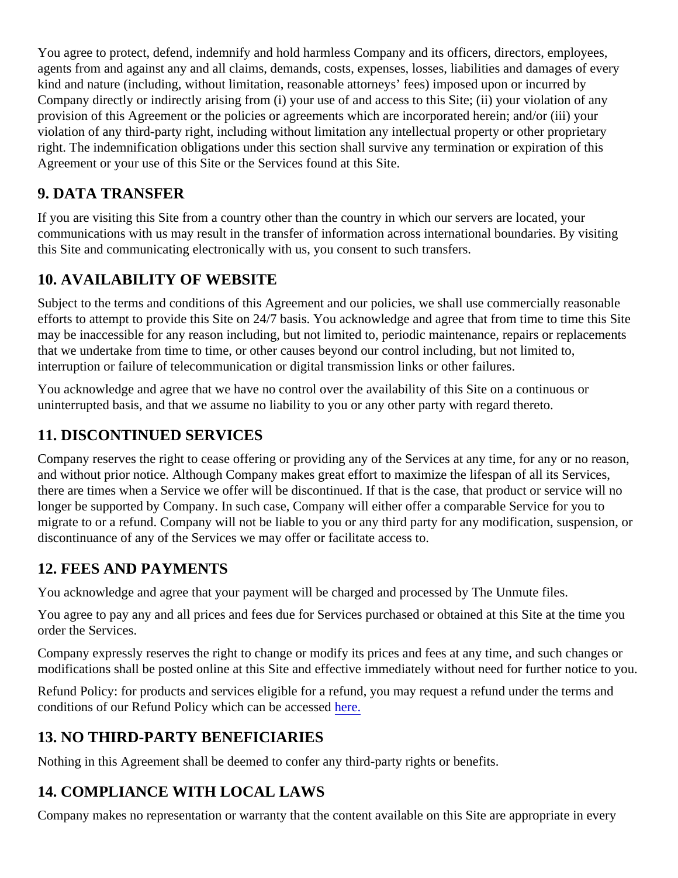You agree to protect, defend, indemnify and hold harmless Company and its officers, directors, employees, agents from and against any and all claims, demands, costs, expenses, losses, liabilities and damages of every kind and nature (including, without limitation, reasonable attorneys' fees) imposed upon or incurred by Company directly or indirectly arising from (i) your use of and access to this Site; (ii) your violation of any provision of this Agreement or the policies or agreements which are incorporated herein; and/or (iii) your violation of any third-party right, including without limitation any intellectual property or other proprietary right. The indemnification obligations under this section shall survive any termination or expiration of this Agreement or your use of this Site or the Services found at this Site.

## 9. DATA TRANSFER

If you are visiting this Site from a country other than the country in which our servers are located, your communications with us may result in the transfer of information across international boundaries. By visiting this Site and communicating electronically with us, you consent to such transfers.

## 10. AVAILABILITY OF WEBSITE

Subject to the terms and conditions of this Agreement and our policies, we shall use commercially reasonable efforts to attempt to provide this Site on 24/7 basis. You acknowledge and agree that from time to time this Site may be inaccessible for any reason including, but not limited to, periodic maintenance, repairs or replacements that we undertake from time to time, or other causes beyond our control including, but not limited to, interruption or failure of telecommunication or digital transmission links or other failures.

You acknowledge and agree that we have no control over the availability of this Site on a continuous or uninterrupted basis, and that we assume no liability to you or any other party with regard thereto.

## 11. DISCONTINUED SERVICES

Company reserves the right to cease offering or providing any of the Services at any time, for any or no reason, and without prior notice. Although Company makes great effort to maximize the lifespan of all its Services, there are times when a Service we offer will be discontinued. If that is the case, that product or service will no longer be supported by Company. In such case, Company will either offer a comparable Service for you to migrate to or a refund. Company will not be liable to you or any third party for any modification, suspension, or discontinuance of any of the Services we may offer or facilitate access to.

## 12. FEES AND PAYMENTS

You acknowledge and agree that your payment will be charged and processed by The Unmute files.

You agree to pay any and all prices and fees due for Services purchased or obtained at this Site at the time you order the Services.

Company expressly reserves the right to change or modify its prices and fees at any time, and such changes or modifications shall be posted online at this Site and effective immediately without need for further notice to you.

Refund Policy: for products and services eligible for a refund, you may request a refund under the terms and conditions of our Refund Policy which can be accessed here.

## 13. NO THIRD-PARTY BENEFICIARIES

Nothing in this Agreement shall be deemed to confer any third-party rights or benefits.

## 14. COMPLIANCE WITH LOCAL LAWS

Company makes no representation or warranty that the content available on this Site are appropriate in every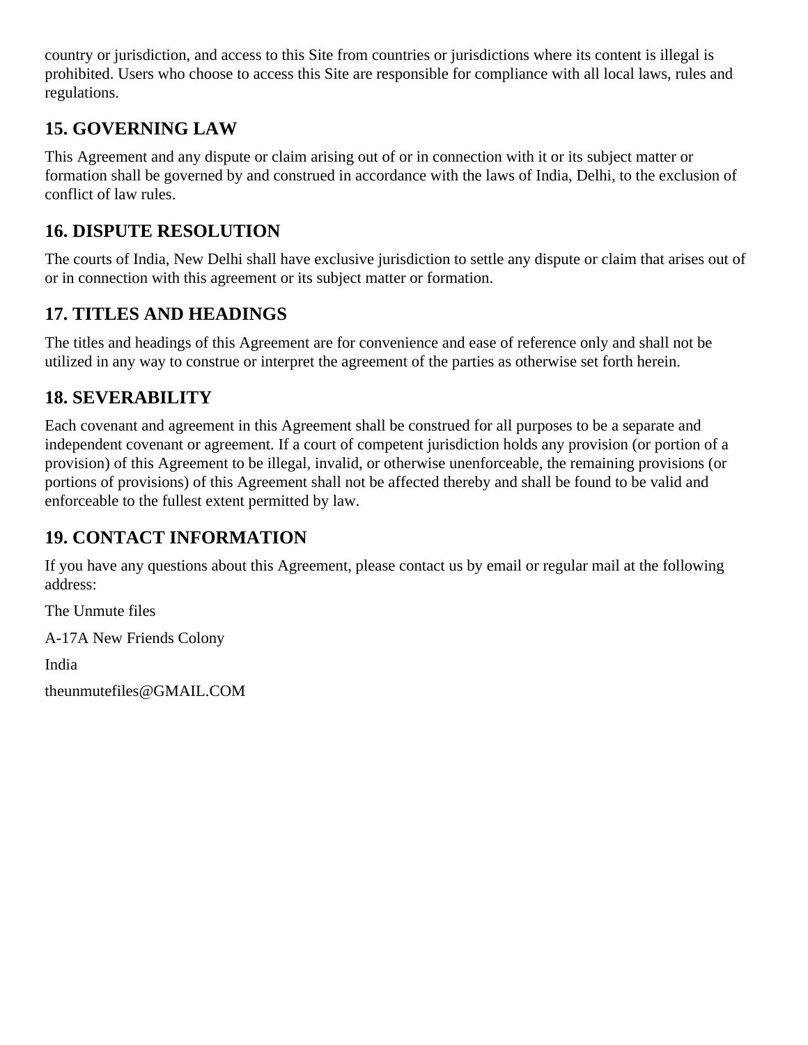country or jurisdiction, and access to this Site from countries or jurisdictions where its content is illegal is prohibited. Users who choose to access this Site are responsible for compliance with all local laws, rules and regulations.

## 15. GOVERNING LAW

This Agreement and any dispute or claim arising out of or in connection with it or its subject matter or formation shall be governed by and construed in accordance with the laws of India, Delhi, to the exclusion of conflict of law rules.

## 16. DISPUTE RESOLUTION

The courts of India, New Delhi shall have exclusive jurisdiction to settle any dispute or claim that arises out of or in connection with this agreement or its subject matter or formation.

## 17. TITLES AND HEADINGS

The titles and headings of this Agreement are for convenience and ease of reference only and shall not be utilized in any way to construe or interpret the agreement of the parties as otherwise set forth herein.

## 18. SEVERABILITY

Each covenant and agreement in this Agreement shall be construed for all purposes to be a separate and independent covenant or agreement. If a court of competent jurisdiction holds any provision (or portion of a provision) of this Agreement to be illegal, invalid, or otherwise unenforceable, the remaining provisions (or portions of provisions) of this Agreement shall not be affected thereby and shall be found to be valid and enforceable to the fullest extent permitted by law.

## 19. CONTACT INFORMATION

If you have any questions about this Agreement, please contact us by email or regular mail at the following address:

The Unmute files

A-17A New Friends Colony

India

theunmutefiles@GMAIL.COM